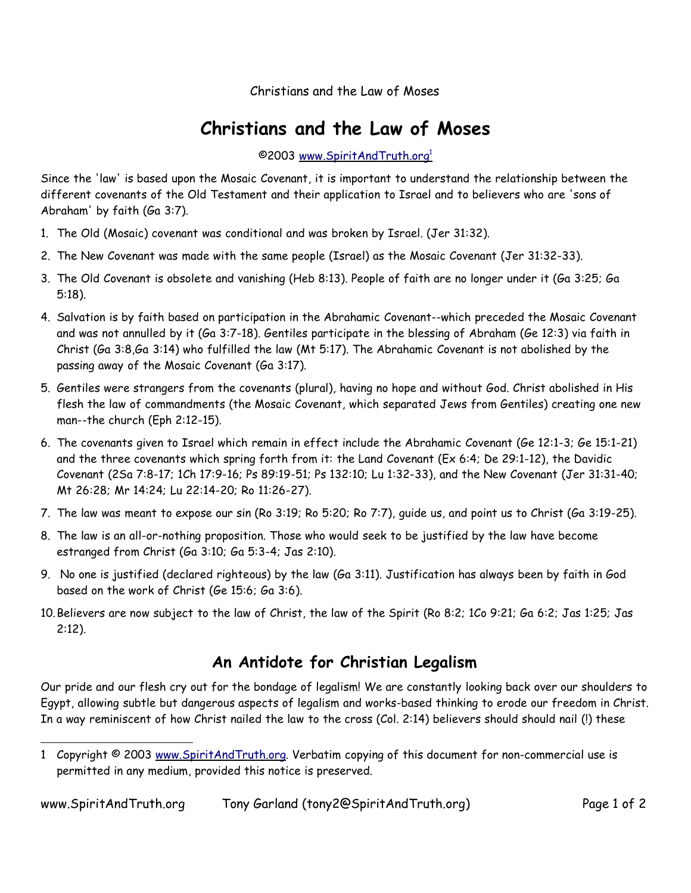# Christians and the Law of Moses

©2003 www.SpiritAndTruth.org[1]

Since the 'law' is based upon the Mosaic Covenant, it is important to understand the relationship between the different covenants of the Old Testament and their application to Israel and to believers who are 'sons of Abraham' by faith (Ga 3:7).

1. The Old (Mosaic) covenant was conditional and was broken by Israel. (Jer 31:32).
2. The New Covenant was made with the same people (Israel) as the Mosaic Covenant (Jer 31:32-33).
3. The Old Covenant is obsolete and vanishing (Heb 8:13). People of faith are no longer under it (Ga 3:25; Ga 5:18).
4. Salvation is by faith based on participation in the Abrahamic Covenant--which preceded the Mosaic Covenant and was not annulled by it (Ga 3:7-18). Gentiles participate in the blessing of Abraham (Ge 12:3) via faith in Christ (Ga 3:8,Ga 3:14) who fulfilled the law (Mt 5:17). The Abrahamic Covenant is not abolished by the passing away of the Mosaic Covenant (Ga 3:17).
5. Gentiles were strangers from the covenants (plural), having no hope and without God. Christ abolished in His flesh the law of commandments (the Mosaic Covenant, which separated Jews from Gentiles) creating one new man--the church (Eph 2:12-15).
6. The covenants given to Israel which remain in effect include the Abrahamic Covenant (Ge 12:1-3; Ge 15:1-21) and the three covenants which spring forth from it: the Land Covenant (Ex 6:4; De 29:1-12), the Davidic Covenant (2Sa 7:8-17; 1Ch 17:9-16; Ps 89:19-51; Ps 132:10; Lu 1:32-33), and the New Covenant (Jer 31:31-40; Mt 26:28; Mr 14:24; Lu 22:14-20; Ro 11:26-27).
7. The law was meant to expose our sin (Ro 3:19; Ro 5:20; Ro 7:7), guide us, and point us to Christ (Ga 3:19-25).
8. The law is an all-or-nothing proposition. Those who would seek to be justified by the law have become estranged from Christ (Ga 3:10; Ga 5:3-4; Jas 2:10).
9. No one is justified (declared righteous) by the law (Ga 3:11). Justification has always been by faith in God based on the work of Christ (Ge 15:6; Ga 3:6).
10. Believers are now subject to the law of Christ, the law of the Spirit (Ro 8:2; 1Co 9:21; Ga 6:2; Jas 1:25; Jas 2:12).

## An Antidote for Christian Legalism

Our pride and our flesh cry out for the bondage of legalism! We are constantly looking back over our shoulders to Egypt, allowing subtle but dangerous aspects of legalism and works-based thinking to erode our freedom in Christ. In a way reminiscent of how Christ nailed the law to the cross (Col. 2:14) believers should should nail (!) these

---

1 Copyright © 2003 www.SpiritAndTruth.org. Verbatim copying of this document for non-commercial use is permitted in any medium, provided this notice is preserved.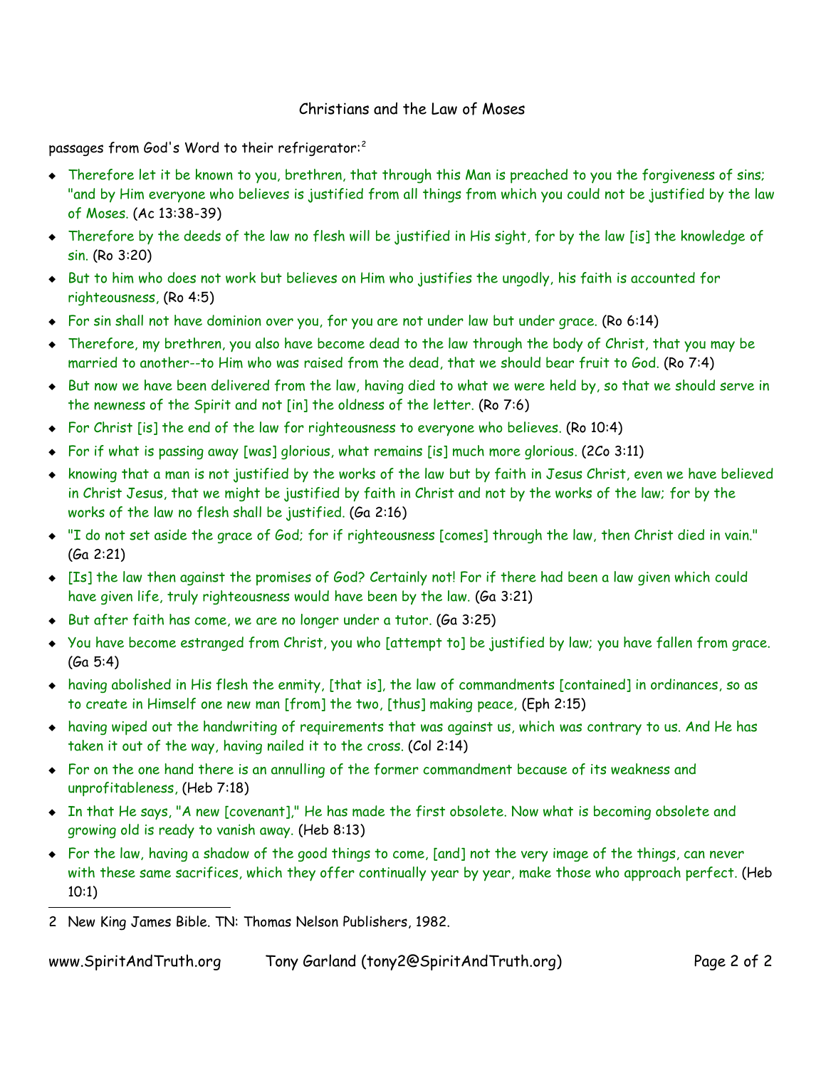passages from God's Word to their refrigerator:[2]

- Therefore let it be known to you, brethren, that through this Man is preached to you the forgiveness of sins; "and by Him everyone who believes is justified from all things from which you could not be justified by the law of Moses. (Ac 13:38-39)
- Therefore by the deeds of the law no flesh will be justified in His sight, for by the law [is] the knowledge of sin. (Ro 3:20)
- But to him who does not work but believes on Him who justifies the ungodly, his faith is accounted for righteousness, (Ro 4:5)
- For sin shall not have dominion over you, for you are not under law but under grace. (Ro 6:14)
- Therefore, my brethren, you also have become dead to the law through the body of Christ, that you may be married to another--to Him who was raised from the dead, that we should bear fruit to God. (Ro 7:4)
- But now we have been delivered from the law, having died to what we were held by, so that we should serve in the newness of the Spirit and not [in] the oldness of the letter. (Ro 7:6)
- For Christ [is] the end of the law for righteousness to everyone who believes. (Ro 10:4)
- For if what is passing away [was] glorious, what remains [is] much more glorious. (2Co 3:11)
- knowing that a man is not justified by the works of the law but by faith in Jesus Christ, even we have believed in Christ Jesus, that we might be justified by faith in Christ and not by the works of the law; for by the works of the law no flesh shall be justified. (Ga 2:16)
- "I do not set aside the grace of God; for if righteousness [comes] through the law, then Christ died in vain." (Ga 2:21)
- [Is] the law then against the promises of God? Certainly not! For if there had been a law given which could have given life, truly righteousness would have been by the law. (Ga 3:21)
- But after faith has come, we are no longer under a tutor. (Ga 3:25)
- You have become estranged from Christ, you who [attempt to] be justified by law; you have fallen from grace. (Ga 5:4)
- having abolished in His flesh the enmity, [that is], the law of commandments [contained] in ordinances, so as to create in Himself one new man [from] the two, [thus] making peace, (Eph 2:15)
- having wiped out the handwriting of requirements that was against us, which was contrary to us. And He has taken it out of the way, having nailed it to the cross. (Col 2:14)
- For on the one hand there is an annulling of the former commandment because of its weakness and unprofitableness, (Heb 7:18)
- In that He says, "A new [covenant]," He has made the first obsolete. Now what is becoming obsolete and growing old is ready to vanish away. (Heb 8:13)
- For the law, having a shadow of the good things to come, [and] not the very image of the things, can never with these same sacrifices, which they offer continually year by year, make those who approach perfect. (Heb 10:1)

---

2 New King James Bible. TN: Thomas Nelson Publishers, 1982.